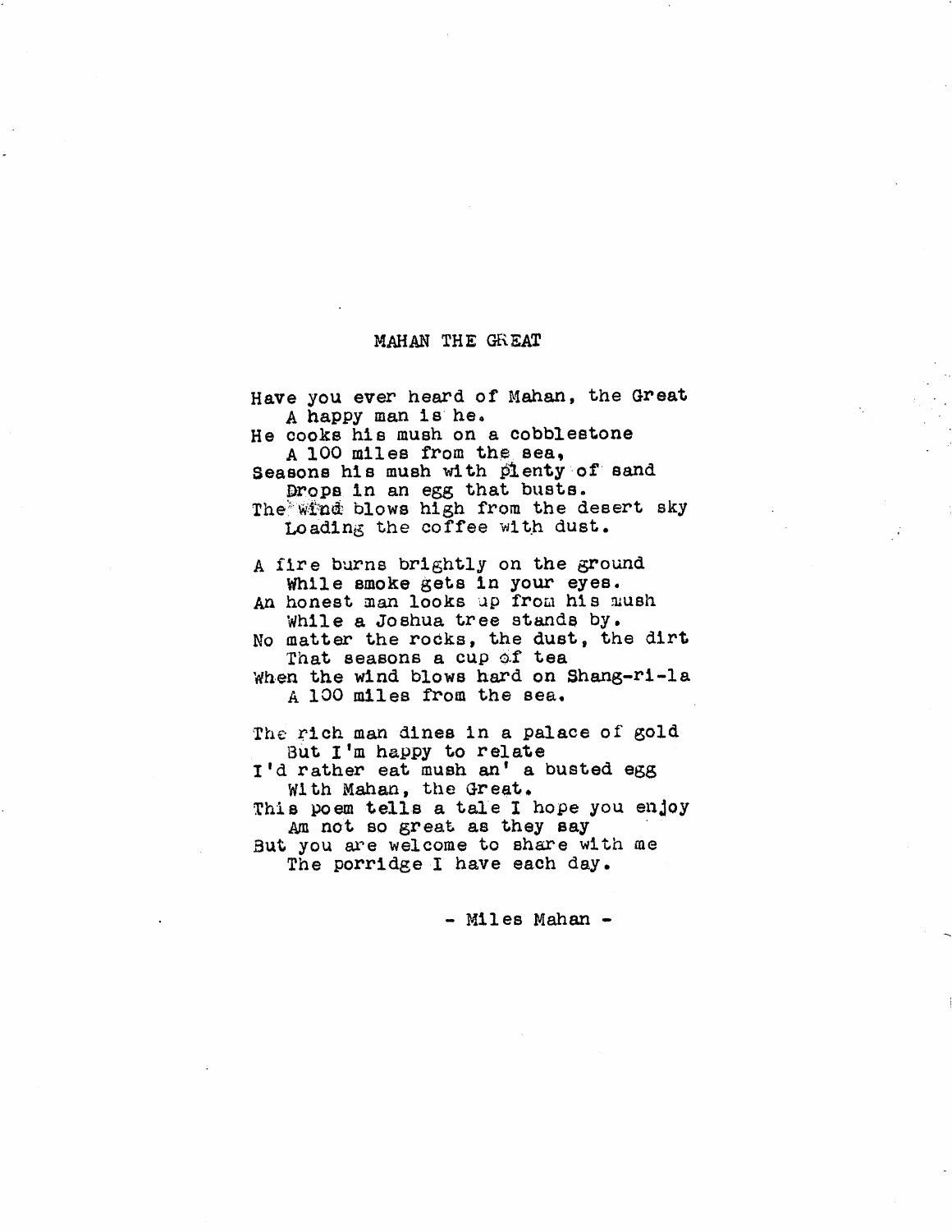# MAHAN THE GREAT

Have you ever heard of Mahan, the Great  
   A happy man is he.  
He cooks his mush on a cobblestone  
   A 100 miles from the sea,  
Seasons his mush with plenty of sand  
   Drops in an egg that busts.  
The wind blows high from the desert sky  
   Loading the coffee with dust.

A fire burns brightly on the ground  
   While smoke gets in your eyes.  
An honest man looks up from his mush  
   While a Joshua tree stands by.  
No matter the rocks, the dust, the dirt  
   That seasons a cup of tea  
When the wind blows hard on Shang-ri-la  
   A 100 miles from the sea.

The rich man dines in a palace of gold  
   But I'm happy to relate  
I'd rather eat mush an' a busted egg  
   With Mahan, the Great.  
This poem tells a tale I hope you enjoy  
   Am not so great as they say  
But you are welcome to share with me  
   The porridge I have each day.

\- Miles Mahan -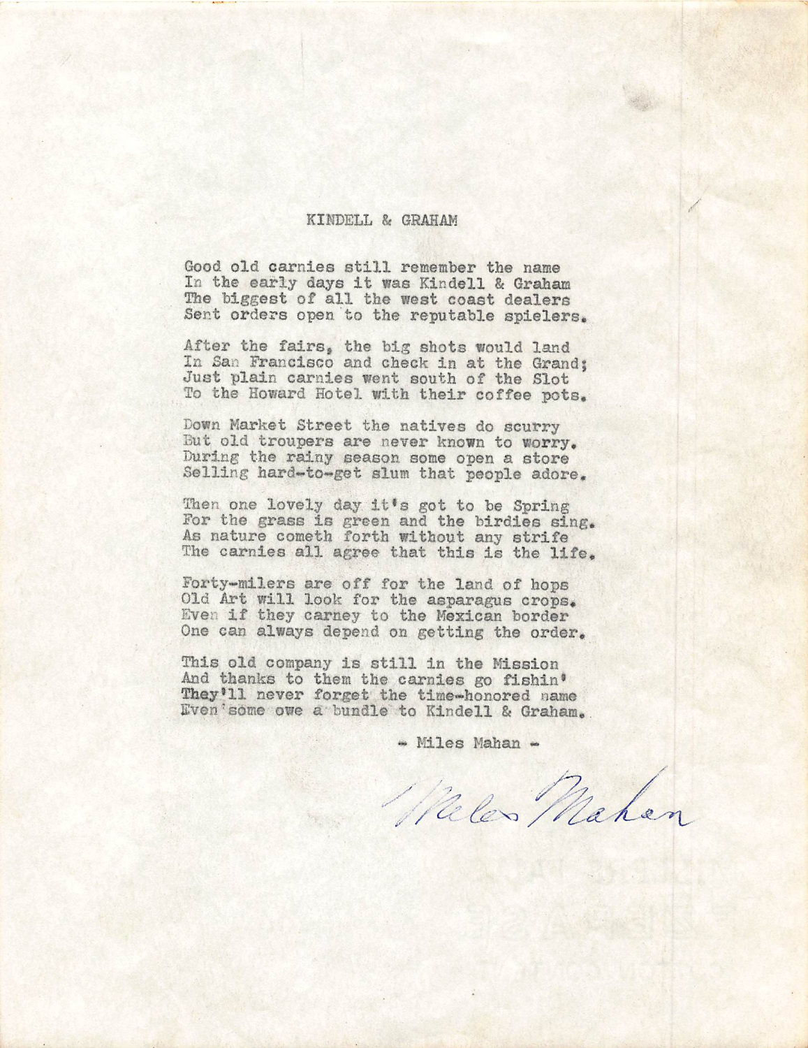# KINDELL & GRAHAM

Good old carnies still remember the name
In the early days it was Kindell & Graham
The biggest of all the west coast dealers
Sent orders open to the reputable spielers.

After the fairs, the big shots would land
In San Francisco and check in at the Grand;
Just plain carnies went south of the Slot
To the Howard Hotel with their coffee pots.

Down Market Street the natives do scurry
But old troupers are never known to worry.
During the rainy season some open a store
Selling hard-to-get slum that people adore.

Then one lovely day it's got to be Spring
For the grass is green and the birdies sing.
As nature cometh forth without any strife
The carnies all agree that this is the life.

Forty-milers are off for the land of hops
Old Art will look for the asparagus crops.
Even if they carney to the Mexican border
One can always depend on getting the order.

This old company is still in the Mission
And thanks to them the carnies go fishin'
They'll never forget the time-honored name
Even some owe a bundle to Kindell & Graham.

- Miles Mahan -

Miles Mahan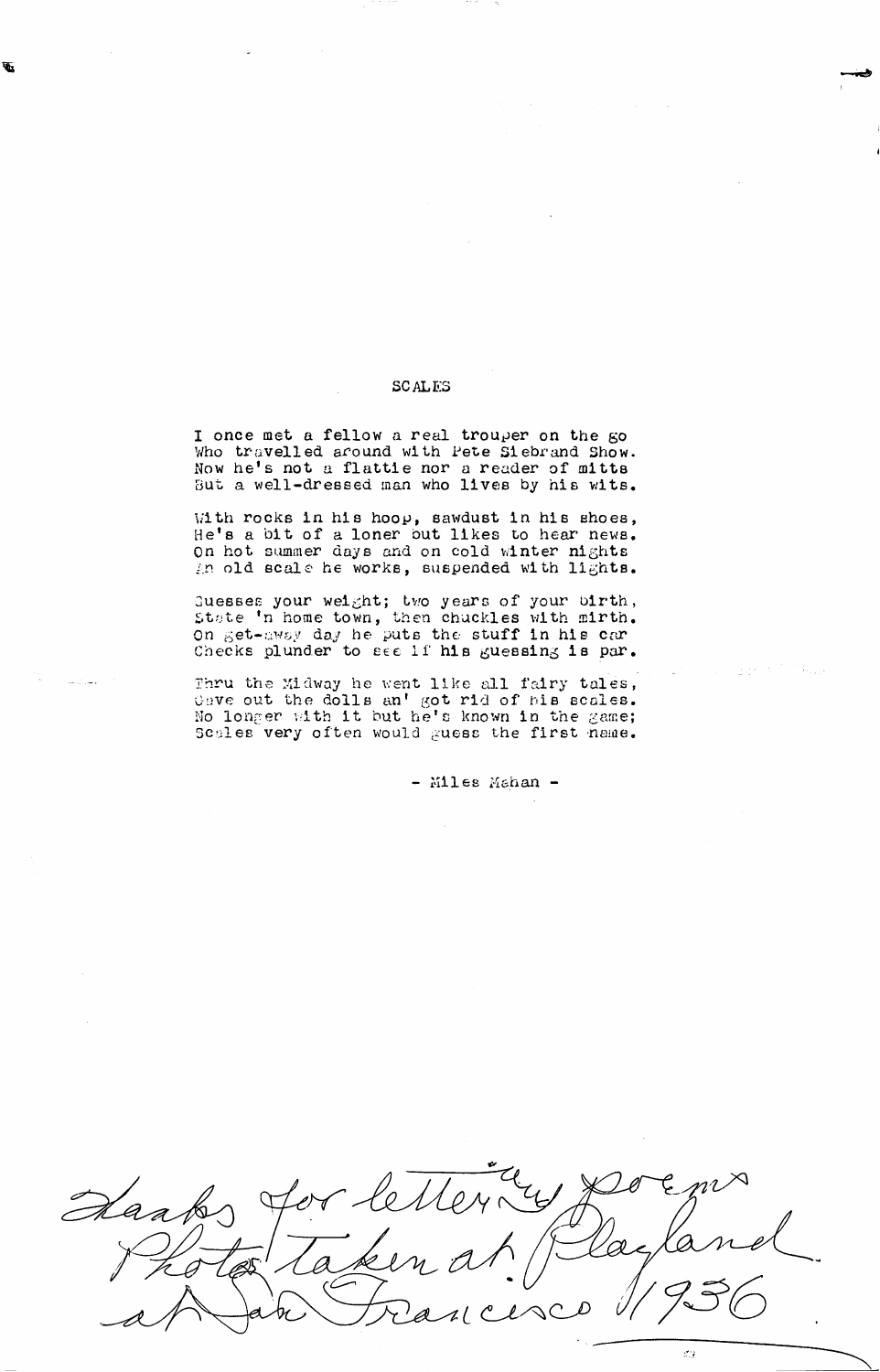# SCALES

I once met a fellow a real trouper on the go
Who travelled around with Pete Siebrand Show.
Now he's not a flattie nor a reader of mitts
But a well-dressed man who lives by his wits.

With rocks in his hoop, sawdust in his shoes,
He's a bit of a loner but likes to hear news.
On hot summer days and on cold winter nights
An old scale he works, suspended with lights.

Guesses your weight; two years of your birth,
State 'n home town, then chuckles with mirth.
On get-away day he puts the stuff in his car
Checks plunder to see if his guessing is par.

Thru the Midway he went like all fairy tales,
Gave out the dolls an' got rid of his scales.
No longer with it but he's known in the game;
Scales very often would guess the first name.

- Miles Mahan -

Thanks for letter & poems
Photo taken at Playland
at San Francisco 1/1936